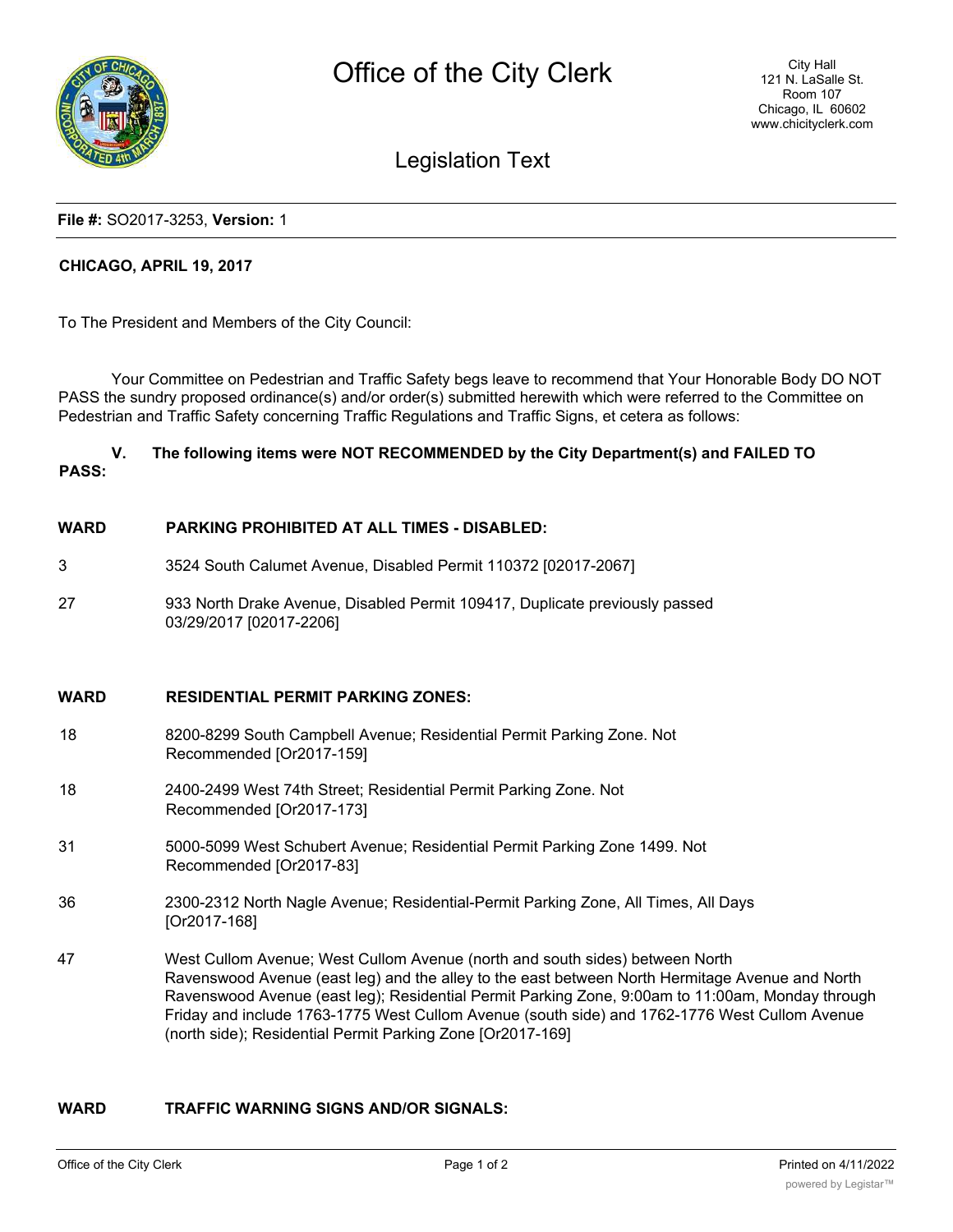# Office of the City Clerk

City Hall
121 N. LaSalle St.
Room 107
Chicago, IL 60602
www.chicityclerk.com

## Legislation Text

**File #:** SO2017-3253, **Version:** 1

**CHICAGO, APRIL 19, 2017**

To The President and Members of the City Council:

Your Committee on Pedestrian and Traffic Safety begs leave to recommend that Your Honorable Body DO NOT PASS the sundry proposed ordinance(s) and/or order(s) submitted herewith which were referred to the Committee on Pedestrian and Traffic Safety concerning Traffic Regulations and Traffic Signs, et cetera as follows:

**V. The following items were NOT RECOMMENDED by the City Department(s) and FAILED TO PASS:**

| WARD | PARKING PROHIBITED AT ALL TIMES - DISABLED: |
|---|---|
| 3 | 3524 South Calumet Avenue, Disabled Permit 110372 [02017-2067] |
| 27 | 933 North Drake Avenue, Disabled Permit 109417, Duplicate previously passed 03/29/2017 [02017-2206] |

| WARD | RESIDENTIAL PERMIT PARKING ZONES: |
|---|---|
| 18 | 8200-8299 South Campbell Avenue; Residential Permit Parking Zone. Not Recommended [Or2017-159] |
| 18 | 2400-2499 West 74th Street; Residential Permit Parking Zone. Not Recommended [Or2017-173] |
| 31 | 5000-5099 West Schubert Avenue; Residential Permit Parking Zone 1499. Not Recommended [Or2017-83] |
| 36 | 2300-2312 North Nagle Avenue; Residential-Permit Parking Zone, All Times, All Days [Or2017-168] |
| 47 | West Cullom Avenue; West Cullom Avenue (north and south sides) between North Ravenswood Avenue (east leg) and the alley to the east between North Hermitage Avenue and North Ravenswood Avenue (east leg); Residential Permit Parking Zone, 9:00am to 11:00am, Monday through Friday and include 1763-1775 West Cullom Avenue (south side) and 1762-1776 West Cullom Avenue (north side); Residential Permit Parking Zone [Or2017-169] |

| WARD | TRAFFIC WARNING SIGNS AND/OR SIGNALS: |
|---|---|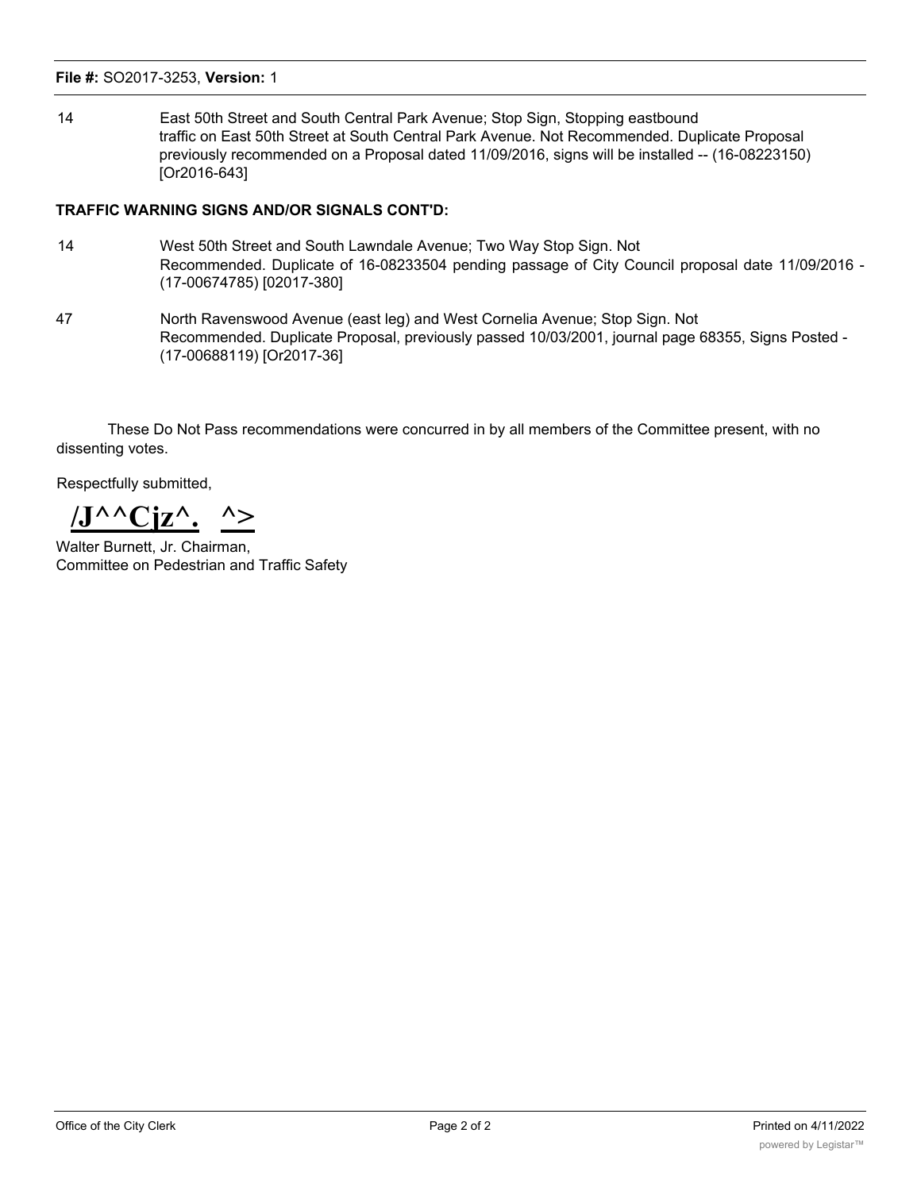14 East 50th Street and South Central Park Avenue; Stop Sign, Stopping eastbound traffic on East 50th Street at South Central Park Avenue. Not Recommended. Duplicate Proposal previously recommended on a Proposal dated 11/09/2016, signs will be installed -- (16-08223150) [Or2016-643]

**TRAFFIC WARNING SIGNS AND/OR SIGNALS CONT'D:**

14 West 50th Street and South Lawndale Avenue; Two Way Stop Sign. Not Recommended. Duplicate of 16-08233504 pending passage of City Council proposal date 11/09/2016 - (17-00674785) [02017-380]

47 North Ravenswood Avenue (east leg) and West Cornelia Avenue; Stop Sign. Not Recommended. Duplicate Proposal, previously passed 10/03/2001, journal page 68355, Signs Posted - (17-00688119) [Or2017-36]

These Do Not Pass recommendations were concurred in by all members of the Committee present, with no dissenting votes.

Respectfully submitted,

/J^^Cjz^. ^>

Walter Burnett, Jr. Chairman,
Committee on Pedestrian and Traffic Safety